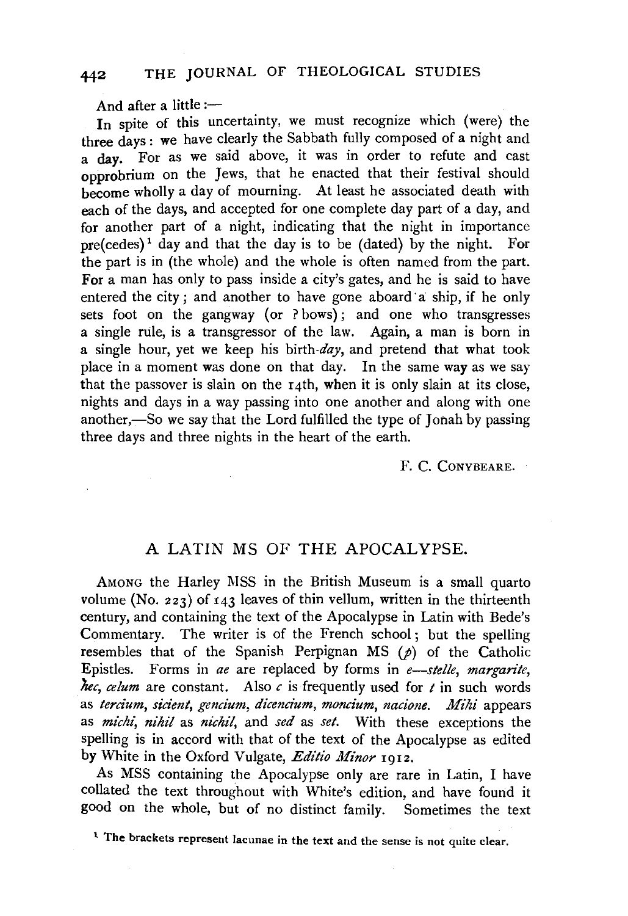And after a little :—

In spite of this uncertainty, we must recognize which (were) the three days: we have clearly the Sabbath fully composed of a night and a day. For as we said above, it was in order to refute and cast opprobrium on the Jews, that he enacted that their festival should become wholly a day of mourning. At least he associated death with each of the days, and accepted for one complete day part of a day, and for another part of a night, indicating that the night in importance pre(cedes)[1] day and that the day is to be (dated) by the night. For the part is in (the whole) and the whole is often named from the part. For a man has only to pass inside a city's gates, and he is said to have entered the city; and another to have gone aboard a ship, if he only sets foot on the gangway (or ? bows); and one who transgresses a single rule, is a transgressor of the law. Again, a man is born in a single hour, yet we keep his birth-*day*, and pretend that what took place in a moment was done on that day. In the same way as we say that the passover is slain on the 14th, when it is only slain at its close, nights and days in a way passing into one another and along with one another,—So we say that the Lord fulfilled the type of Jonah by passing three days and three nights in the heart of the earth.

F. C. CONYBEARE.

## A LATIN MS OF THE APOCALYPSE.

AMONG the Harley MSS in the British Museum is a small quarto volume (No. 223) of 143 leaves of thin vellum, written in the thirteenth century, and containing the text of the Apocalypse in Latin with Bede's Commentary. The writer is of the French school; but the spelling resembles that of the Spanish Perpignan MS (*p*) of the Catholic Epistles. Forms in *ae* are replaced by forms in *e*—*stelle*, *margarite*, *hec*, *cælum* are constant. Also *c* is frequently used for *t* in such words as *tercium*, *sicient*, *gencium*, *dicencium*, *moncium*, *nacione*. *Mihi* appears as *michi*, *nihil* as *nichil*, and *sed* as *set*. With these exceptions the spelling is in accord with that of the text of the Apocalypse as edited by White in the Oxford Vulgate, *Editio Minor* 1912.

As MSS containing the Apocalypse only are rare in Latin, I have collated the text throughout with White's edition, and have found it good on the whole, but of no distinct family. Sometimes the text

[1] The brackets represent lacunae in the text and the sense is not quite clear.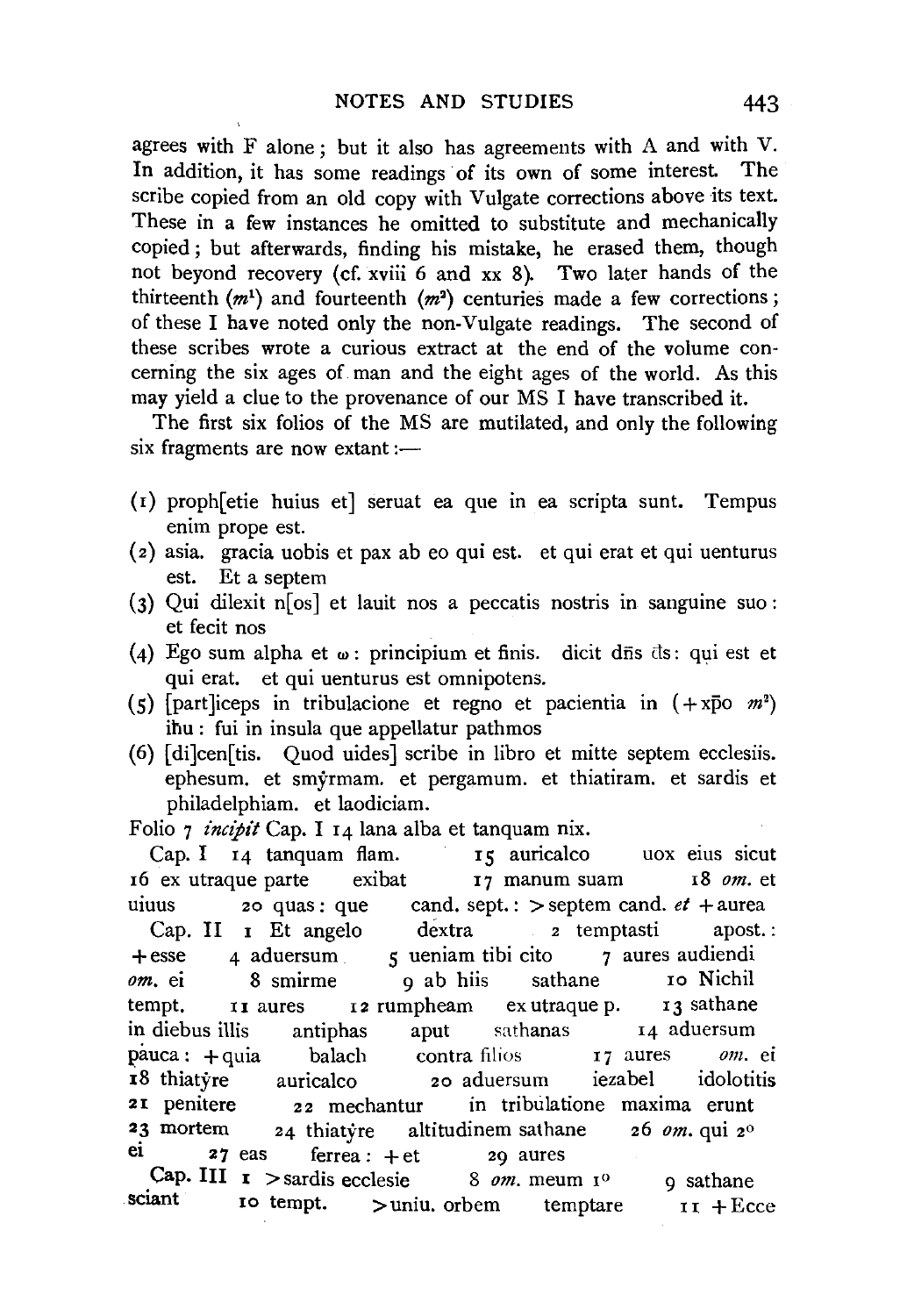agrees with F alone; but it also has agreements with A and with V. In addition, it has some readings of its own of some interest. The scribe copied from an old copy with Vulgate corrections above its text. These in a few instances he omitted to substitute and mechanically copied; but afterwards, finding his mistake, he erased them, though not beyond recovery (cf. xviii 6 and xx 8). Two later hands of the thirteenth ($m^1$) and fourteenth ($m^2$) centuries made a few corrections; of these I have noted only the non-Vulgate readings. The second of these scribes wrote a curious extract at the end of the volume concerning the six ages of man and the eight ages of the world. As this may yield a clue to the provenance of our MS I have transcribed it.

The first six folios of the MS are mutilated, and only the following six fragments are now extant:—

(1) proph[etie huius et] seruat ea que in ea scripta sunt. Tempus enim prope est.
(2) asia. gracia uobis et pax ab eo qui est. et qui erat et qui uenturus est. Et a septem
(3) Qui dilexit n[os] et lauit nos a peccatis nostris in sanguine suo: et fecit nos
(4) Ego sum alpha et ω: principium et finis. dicit dn̄s ds: qui est et qui erat. et qui uenturus est omnipotens.
(5) [part]iceps in tribulacione et regno et pacientia in (+xp̄o $m^2$) ih̄u: fui in insula que appellatur pathmos
(6) [di]cen[tis. Quod uides] scribe in libro et mitte septem ecclesiis. ephesum. et smy̆rmam. et pergamum. et thiatiram. et sardis et philadelphiam. et laodiciam.

Folio 7 *incipit* Cap. I 14 lana alba et tanquam nix.

Cap. I 14 tanquam flam. 15 auricalco uox eius sicut 16 ex utraque parte exibat 17 manum suam 18 *om.* et uiuus 20 quas: que cand. sept.: >septem cand. *et* +aurea

Cap. II 1 Et angelo dextra 2 temptasti apost.: +esse 4 aduersum 5 ueniam tibi cito 7 aures audiendi *om.* ei 8 smirme 9 ab hiis sathane 10 Nichil tempt. 11 aures 12 rumpheam ex utraque p. 13 sathane in diebus illis antiphas aput sathanas 14 aduersum pauca: +quia balach contra filios 17 aures *om.* ei 18 thiaty̆re auricalco 20 aduersum iezabel idolotitis 21 penitere 22 mechantur in tribulatione maxima erunt 23 mortem 24 thiaty̆re altitudinem sathane 26 *om.* qui 2° ei 27 eas ferrea: +et 29 aures

Cap. III 1 >sardis ecclesie 8 *om.* meum 1° 9 sathane sciant 10 tempt. >uniu. orbem temptare 11 +Ecce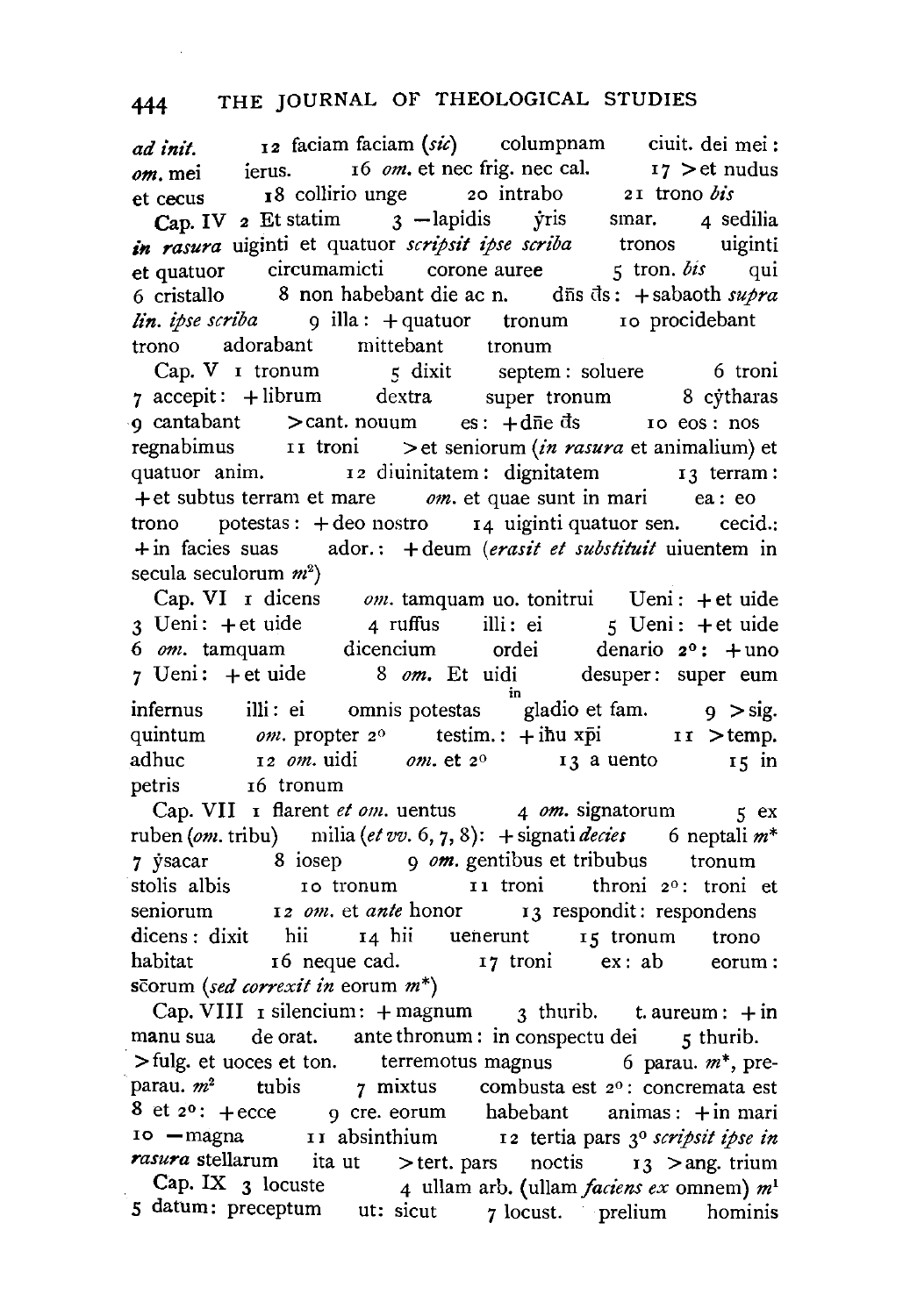*ad init.* 12 faciam faciam (*sic*) columpnam ciuit. dei mei : *om.* mei ierus. 16 *om.* et nec frig. nec cal. 17 >et nudus et cecus 18 collirio unge 20 intrabo 21 trono *bis*

Cap. IV 2 Et statim 3 —lapidis ẏris smar. 4 sedilia *in rasura* uiginti et quatuor *scripsit ipse scriba* tronos uiginti et quatuor circumamicti corone auree 5 tron. *bis* qui 6 cristallo 8 non habebant die ac n. dn̄s d̄s : +sabaoth *supra lin. ipse scriba* 9 illa : +quatuor tronum 10 procidebant trono adorabant mittebant tronum

Cap. V 1 tronum 5 dixit septem : soluere 6 troni 7 accepit : +librum dextra super tronum 8 cẏtharas 9 cantabant >cant. nouum es : +dn̄e d̄s 10 eos : nos regnabimus 11 troni >et seniorum (*in rasura* et animalium) et quatuor anim. 12 diuinitatem : dignitatem 13 terram : +et subtus terram et mare *om.* et quae sunt in mari ea : eo trono potestas : +deo nostro 14 uiginti quatuor sen. cecid.: +in facies suas ador.: +deum (*erasit et substituit* uiuentem in secula seculorum *m²*)

Cap. VI 1 dicens *om.* tamquam uo. tonitrui Ueni : +et uide 3 Ueni : +et uide 4 ruffus illi : ei 5 Ueni : +et uide 6 *om.* tamquam dicencium ordei denario 2° : +uno 7 Ueni : +et uide 8 *om.* Et uidi desuper : super eum infernus illi : ei omnis potestas ^in gladio et fam. 9 >sig. quintum *om.* propter 2° testim.: +ih̄u xp̄i 11 >temp. adhuc 12 *om.* uidi *om.* et 2° 13 a uento 15 in petris 16 tronum

Cap. VII 1 flarent *et om.* uentus 4 *om.* signatorum 5 ex ruben (*om.* tribu) milia (*et vv.* 6, 7, 8): +signati *decies* 6 neptali *m\** 7 ẏsacar 8 iosep 9 *om.* gentibus et tribubus tronum stolis albis 10 tronum 11 troni throni 2° : troni et seniorum 12 *om.* et *ante* honor 13 respondit : respondens dicens : dixit hii 14 hii uenerunt 15 tronum trono habitat 16 neque cad. 17 troni ex : ab eorum : sc̄orum (*sed correxit in* eorum *m\**)

Cap. VIII 1 silencium : +magnum 3 thurib. t. aureum : +in manu sua de orat. ante thronum : in conspectu dei 5 thurib. >fulg. et uoces et ton. terremotus magnus 6 parau. *m\**, preparau. *m²* tubis 7 mixtus combusta est 2° : concremata est 8 et 2° : +ecce 9 cre. eorum habebant animas : +in mari 10 —magna 11 absinthium 12 tertia pars 3° *scripsit ipse in rasura* stellarum ita ut >tert. pars noctis 13 >ang. trium

Cap. IX 3 locuste 4 ullam arb. (ullam *faciens ex* omnem) *m¹* 5 datum : preceptum ut : sicut 7 locust. prelium hominis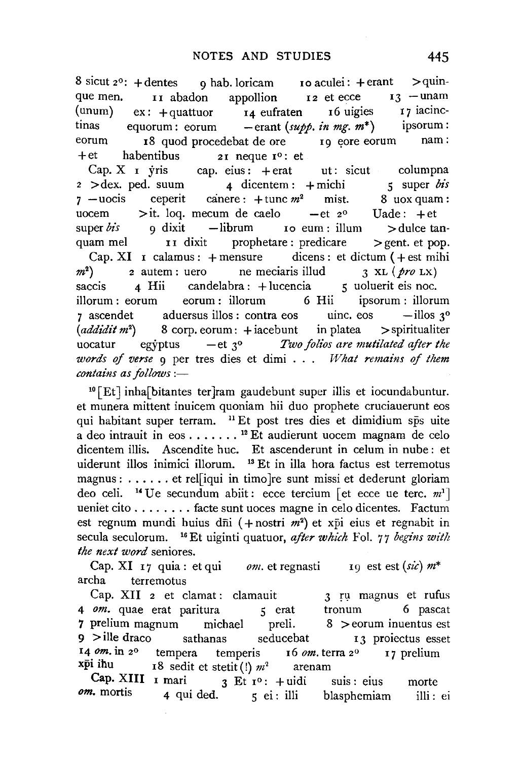8 sicut 2°: +dentes 9 hab. loricam 10 aculei: +erant >quinque men. 11 abadon appollion 12 et ecce 13 −unam (unum) ex: +quattuor 14 eufraten 16 uigies 17 iacinctinas equorum: eorum −erant (*supp. in mg. m\**) ipsorum: eorum 18 quod procedebat de ore 19 ẹore eorum nam: +et habentibus 21 neque 1°: et

Cap. X 1 ẏris cap. eius: +erat ut: sicut columpna 2 >dex. ped. suum 4 dicentem: +michi 5 super *bis* 7 −uocis ceperit cȧnere: +tunc *m*[2] mist. 8 uox quam: uocem >it. loq. mecum de caelo −et 2° Uade: +et super *bis* 9 dixit −librum 10 eum: illum >dulce tanquam mel 11 dixit prophetare: predicare >gent. et pop.

Cap. XI 1 calamus: +mensure dicens: et dictum (+est mihi *m*[2]) 2 autem: uero ne meciaris illud 3 XL (*pro* LX) saccis 4 Hii candelabra: +lucencia 5 uoluerit eis noc. illorum: eorum eorum: illorum 6 Hii ipsorum: illorum 7 ascendet aduersus illos: contra eos uinc. eos −illos 3° (*addidit m*[2]) 8 corp. eorum: +iacebunt in platea >spiritualiter uocatur egẏptus −et 3° *Two folios are mutilated after the words of verse* 9 per tres dies et dimi . . . *What remains of them contains as follows*:—

[10] [Et] inha[bitantes ter]ram gaudebunt super illis et iocundabuntur. et munera mittent inuicem quoniam hii duo prophete cruciauerunt eos qui habitant super terram. [11] Et post tres dies et dimidium sp̄s uite a deo intrauit in eos . . . . . . . [12] Et audierunt uocem magnam de celo dicentem illis. Ascendite huc. Et ascenderunt in celum in nube: et uiderunt illos inimici illorum. [13] Et in illa hora factus est terremotus magnus: . . . . . . et rel[iqui in timo]re sunt missi et dederunt gloriam deo celi. [14] Ue secundum abiit: ecce tercium [et ecce ue terc. *m*[1]] ueniet cito . . . . . . . . facte sunt uoces magne in celo dicentes. Factum est regnum mundi huius dn̄i (+nostri *m*[2]) et xp̄i eius et regnabit in secula seculorum. [16] Et uiginti quatuor, *after which* Fol. 77 *begins with the next word* seniores.

Cap. XI 17 quia: et qui *om.* et regnasti 19 est est (*sic*) *m\** archa terremotus

Cap. XII 2 et clamat: clamauit 3 ṛụ magnus et rufus 4 *om.* quae erat paritura 5 erat tronum 6 pascat 7 prelium magnum michael preli. 8 >eorum inuentus est 9 >ille draco sathanas seducebat 13 proiectus esset 14 *om.* in 2° tempera temperis 16 *om.* terra 2° 17 prelium xp̄i ih̄u 18 sedit et stetit (!) *m*[2] arenam

Cap. XIII 1 mari 3 Et 1°: +uidi suis: eius morte *om.* mortis 4 qui ded. 5 ei: illi blasphemiam illi: ei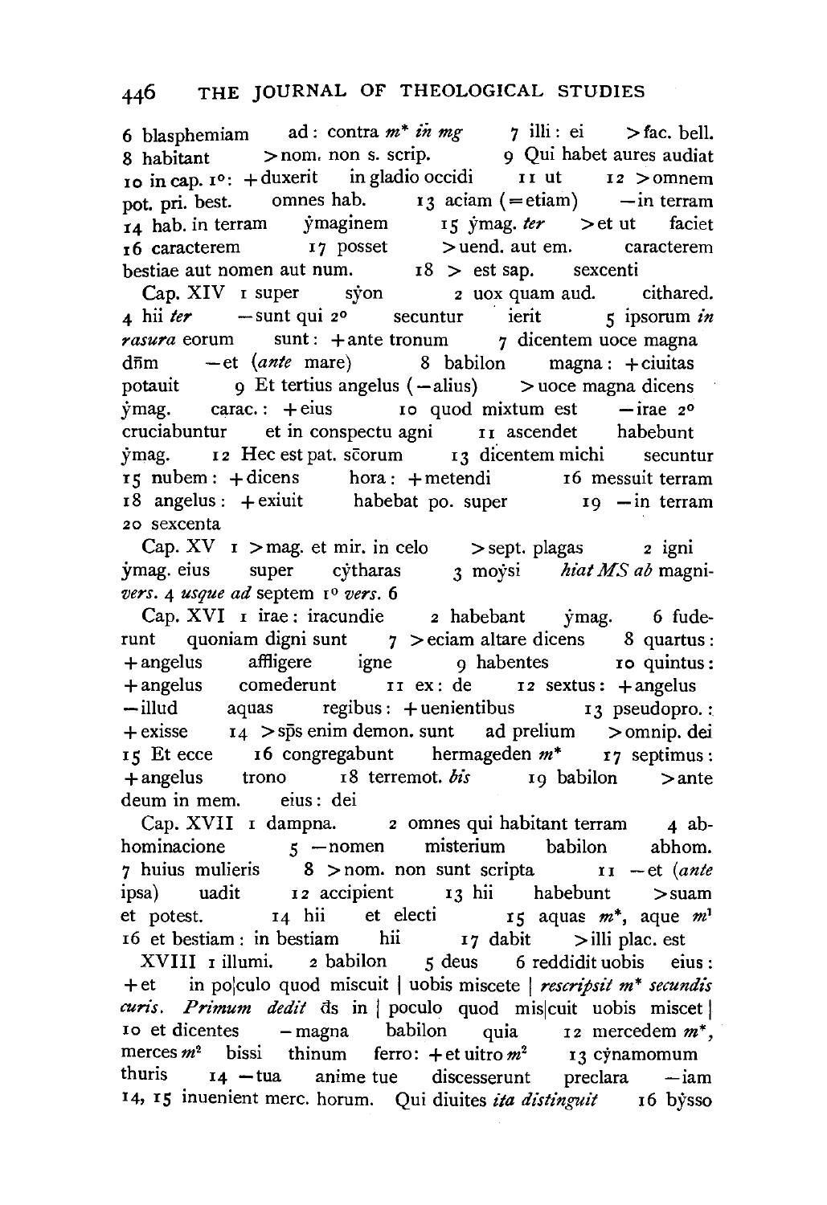6 blasphemiam ad: contra *m\** *in mg* 7 illi: ei >fac. bell. 8 habitant >nom. non s. scrip. 9 Qui habet aures audiat 10 in cap. 1°: +duxerit in gladio occidi 11 ut 12 >omnem pot. pri. best. omnes hab. 13 aciam (=etiam) −in terram 14 hab. in terram ẏmaginem 15 ẏmag. *ter* >et ut faciet 16 caracterem 17 posset >uend. aut em. caracterem bestiae aut nomen aut num. 18 > est sap. sexcenti

Cap. XIV 1 super sẏon 2 uox quam aud. cithared. 4 hii *ter* −sunt qui 2° secuntur ierit 5 ipsorum *in rasura* eorum sunt: +ante tronum 7 dicentem uoce magna dñm −et (*ante* mare) 8 babilon magna: +ciuitas potauit 9 Et tertius angelus (−alius) >uoce magna dicens ẏmag. carac.: +eius 10 quod mixtum est −irae 2° cruciabuntur et in conspectu agni 11 ascendet habebunt ẏmag. 12 Hec est pat. sc̄orum 13 dicentem michi secuntur 15 nubem: +dicens hora: +metendi 16 messuit terram 18 angelus: +exiuit habebat po. super 19 −in terram 20 sexcenta

Cap. XV 1 >mag. et mir. in celo >sept. plagas 2 igni ẏmag. eius super cẏtharas 3 moẏsi *hiat MS ab* magni- *vers.* 4 *usque ad* septem 1° *vers.* 6

Cap. XVI 1 irae: iracundie 2 habebant ẏmag. 6 fuderunt quoniam digni sunt 7 >eciam altare dicens 8 quartus: +angelus affligere igne 9 habentes 10 quintus: +angelus comederunt 11 ex: de 12 sextus: +angelus −illud aquas regibus: +uenientibus 13 pseudopro.: +exisse 14 >sp̄s enim demon. sunt ad prelium >omnip. dei 15 Et ecce 16 congregabunt hermageden *m\** 17 septimus: +angelus trono 18 terremot. *bis* 19 babilon >ante deum in mem. eius: dei

Cap. XVII 1 dampna. 2 omnes qui habitant terram 4 abhominacione 5 −nomen misterium babilon abhom. 7 huius mulieris 8 >nom. non sunt scripta 11 −et (*ante* ipsa) uadit 12 accipient 13 hii habebunt >suam et potest. 14 hii et electi 15 aquas *m\**, aque *m*[1] 16 et bestiam: in bestiam hii 17 dabit >illi plac. est

XVIII 1 illumi. 2 babilon 5 deus 6 reddidit uobis eius: +et in po|culo quod miscuit | uobis miscete | *rescripsit m\* secundis curis. Primum dedit* d̄s in | poculo quod mis|cuit uobis miscet | 10 et dicentes −magna babilon quia 12 mercedem *m\**, merces *m*[2] bissi thinum ferro: +et uitro *m*[2] 13 cẏnamomum thuris 14 −tua anime tue discesserunt preclara −iam 14, 15 inuenient merc. horum. Qui diuites *ita distinguit* 16 bẏsso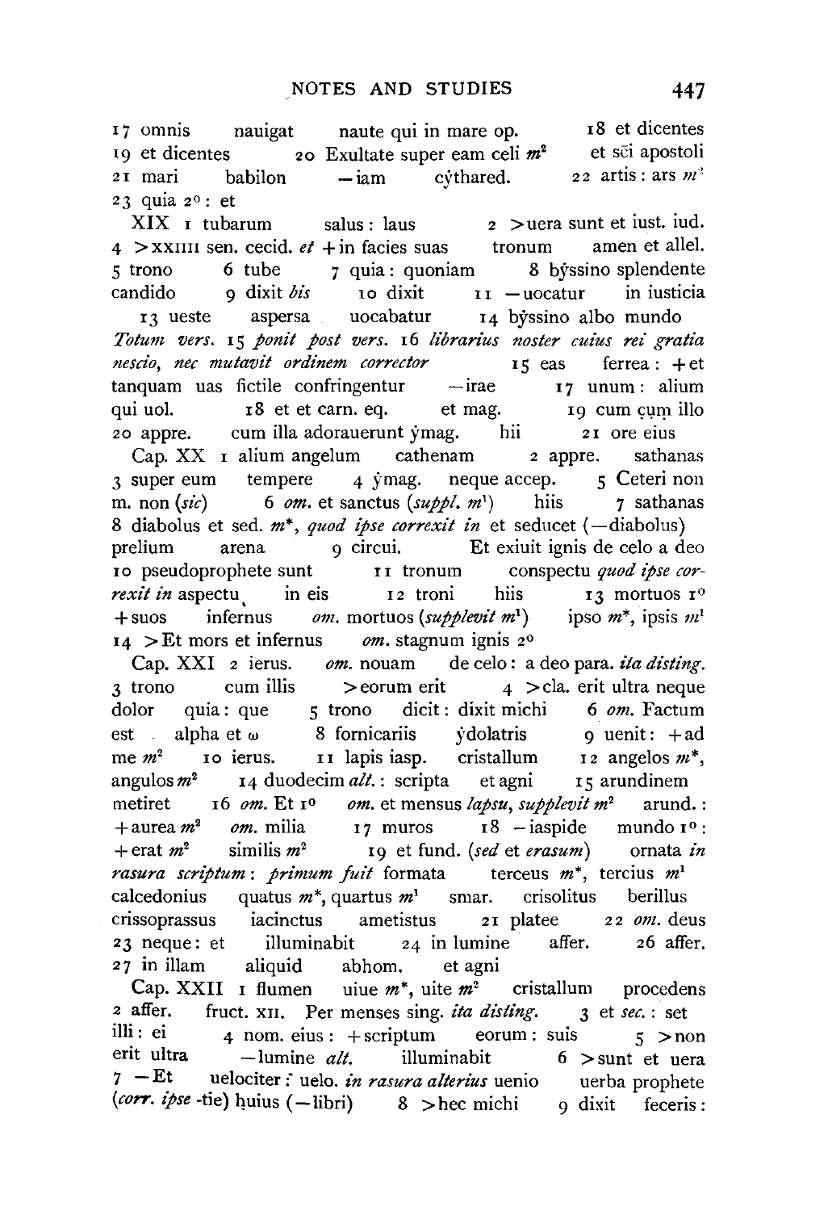17 omnis nauigat naute qui in mare op. 18 et dicentes 19 et dicentes 20 Exultate super eam celi *m*[2] et sc̄i apostoli 21 mari babilon — iam cýthared. 22 artis : ars *m*[2] 23 quia 2° : et

XIX 1 tubarum salus : laus 2 > uera sunt et iust. iud. 4 > xxiiii sen. cecid. *et* + in facies suas tronum amen et allel. 5 trono 6 tube 7 quia : quoniam 8 býssino splendente candido 9 dixit *bis* 10 dixit 11 — uocatur in iusticia 13 ueste aspersa uocabatur 14 býssino albo mundo *Totum vers.* 15 *ponit post vers.* 16 *librarius noster cuius rei gratia nescio, nec mutavit ordinem corrector* 15 eas ferrea : + et tanquam uas fictile confringentur — irae 17 unum : alium qui uol. 18 et et carn. eq. et mag. 19 cum çuṃ illo 20 appre. cum illa adorauerunt ýmag. hii 21 ore eius

Cap. XX 1 alium angelum cathenam 2 appre. sathanas 3 super eum tempere 4 ýmag. neque accep. 5 Ceteri non m. non (*sic*) 6 *om.* et sanctus (*suppl. m*[1]) hiis 7 sathanas 8 diabolus et sed. *m*\*, *quod ipse correxit in* et seducet (— diabolus) prelium arena 9 circui. Et exiuit ignis de celo a deo 10 pseudoprophete sunt 11 tronum conspectu *quod ipse correxit in* aspectu, in eis 12 troni hiis 13 mortuos 1° + suos infernus *om.* mortuos (*supplevit m*[1]) ipso *m*\*, ipsis *m*[1] 14 > Et mors et infernus *om.* stagnum ignis 2°

Cap. XXI 2 ierus. *om.* nouam de celo : a deo para. *ita disting.* 3 trono cum illis > eorum erit 4 > cla. erit ultra neque dolor quia : que 5 trono dicit : dixit michi 6 *om.* Factum est alpha et ω 8 fornicariis ýdolatris 9 uenit : + ad me *m*[2] 10 ierus. 11 lapis iasp. cristallum 12 angelos *m*\*, angulos *m*[2] 14 duodecim *alt.* : scripta et agni 15 arundinem metiret 16 *om.* Et 1° *om.* et mensus *lapsu, supplevit m*[2] arund. : + aurea *m*[2] *om.* milia 17 muros 18 — iaspide mundo 1° : + erat *m*[2] similis *m*[2] 19 et fund. (*sed* et *erasum*) ornata *in rasura scriptum* : *primum fuit* formata terceus *m*\*, tercius *m*[1] calcedonius quatus *m*\*, quartus *m*[1] smar. crisolitus berillus crissoprassus iacinctus ametistus 21 platee 22 *om.* deus 23 neque : et illuminabit 24 in lumine affer. 26 affer. 27 in illam aliquid abhom. et agni

Cap. XXII 1 flumen uiue *m*\*, uite *m*[2] cristallum procedens 2 affer. fruct. xii. Per menses sing. *ita disting.* 3 et *sec.* : set illi : ei 4 nom. eius : + scriptum eorum : suis 5 > non erit ultra — lumine *alt.* illuminabit 6 > sunt et uera 7 — Et uelociter : uelo. *in rasura alterius* uenio uerba prophete (*corr. ipse* -tie) huius (— libri) 8 > hec michi 9 dixit feceris :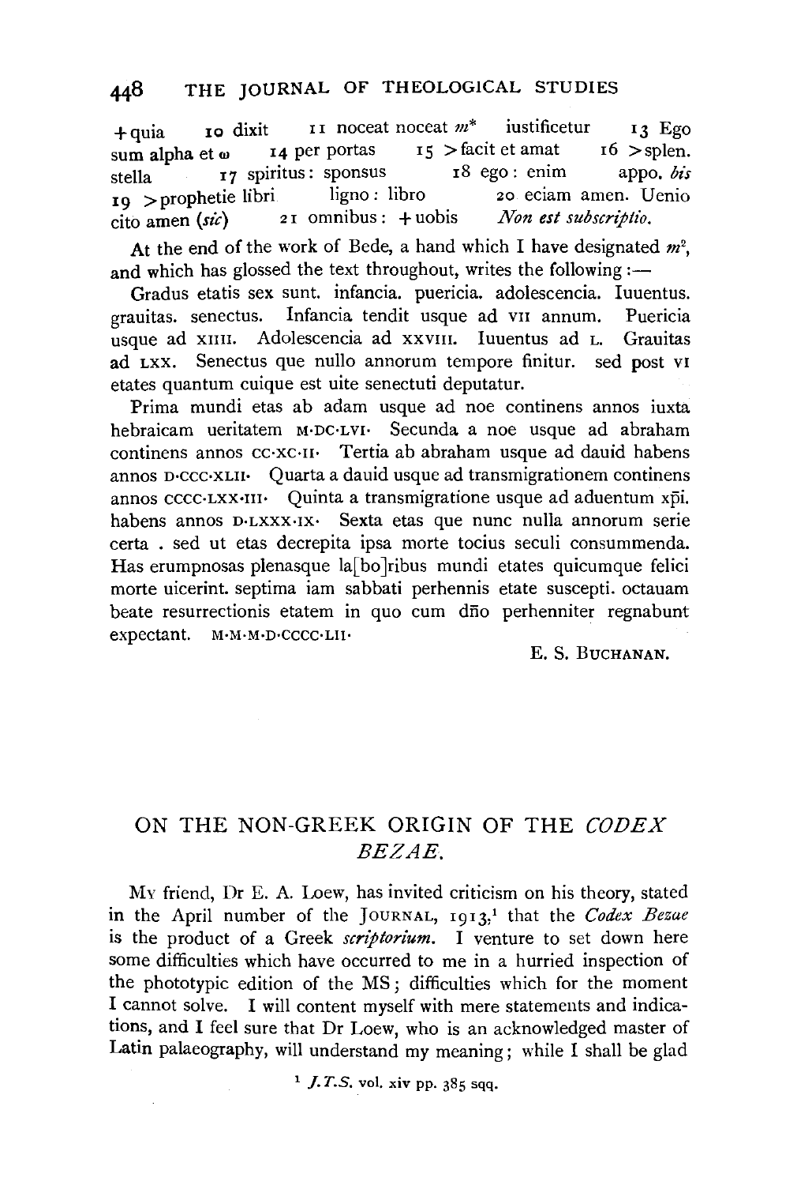+quia 10 dixit 11 noceat noceat $m^*$ iustificetur 13 Ego sum alpha et ω 14 per portas 15 >facit et amat 16 >splen. stella 17 spiritus: sponsus 18 ego: enim appo. *bis* 19 >prophetie libri ligno: libro 20 eciam amen. Uenio cito amen (*sic*) 21 omnibus: +uobis *Non est subscriptio.*

At the end of the work of Bede, a hand which I have designated $m^2$, and which has glossed the text throughout, writes the following:—

Gradus etatis sex sunt. infancia. puericia. adolescencia. Iuuentus. grauitas. senectus. Infancia tendit usque ad VII annum. Puericia usque ad XIIII. Adolescencia ad XXVIII. Iuuentus ad L. Grauitas ad LXX. Senectus que nullo annorum tempore finitur. sed post VI etates quantum cuique est uite senectuti deputatur.

Prima mundi etas ab adam usque ad noe continens annos iuxta hebraicam ueritatem M·DC·LVI· Secunda a noe usque ad abraham continens annos CC·XC·II· Tertia ab abraham usque ad dauid habens annos D·CCC·XLII· Quarta a dauid usque ad transmigrationem continens annos CCCC·LXX·III· Quinta a transmigratione usque ad aduentum xp̄i. habens annos D·LXXX·IX· Sexta etas que nunc nulla annorum serie certa . sed ut etas decrepita ipsa morte tocius seculi consummenda. Has erumpnosas plenasque la[bo]ribus mundi etates quicumque felici morte uicerint. septima iam sabbati perhennis etate suscepti. octauam beate resurrectionis etatem in quo cum dn̄o perhenniter regnabunt expectant. M·M·M·D·CCCC·LII·

E. S. BUCHANAN.

## ON THE NON-GREEK ORIGIN OF THE *CODEX BEZAE*.

MY friend, Dr E. A. Loew, has invited criticism on his theory, stated in the April number of the JOURNAL, 1913,[1] that the *Codex Bezae* is the product of a Greek *scriptorium*. I venture to set down here some difficulties which have occurred to me in a hurried inspection of the phototypic edition of the MS; difficulties which for the moment I cannot solve. I will content myself with mere statements and indications, and I feel sure that Dr Loew, who is an acknowledged master of Latin palaeography, will understand my meaning; while I shall be glad

[1] *J.T.S.* vol. xiv pp. 385 sqq.